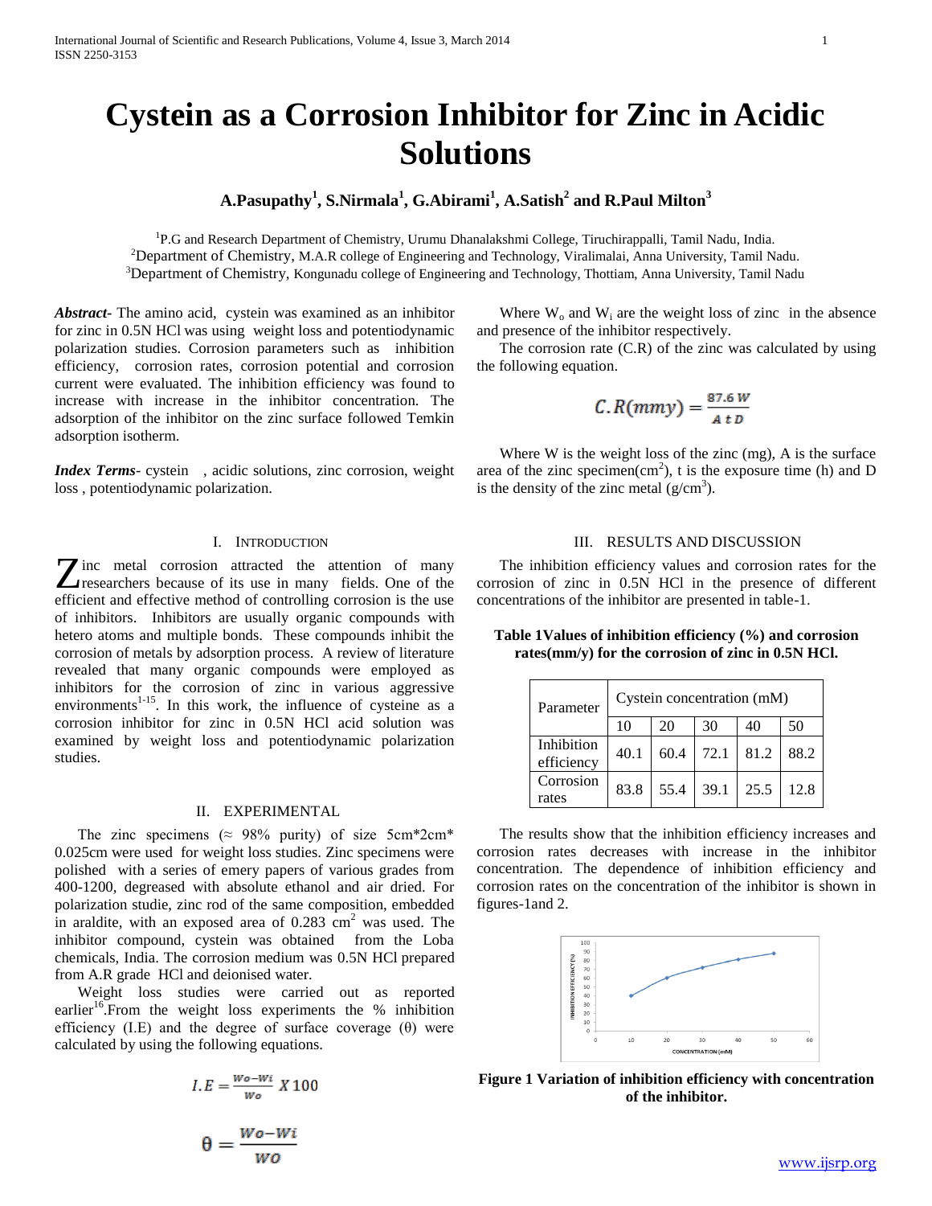# Cystein as a Corrosion Inhibitor for Zinc in Acidic Solutions

**A.Pasupathy[1], S.Nirmala[1], G.Abirami[1], A.Satish[2] and R.Paul Milton[3]**

[1]P.G and Research Department of Chemistry, Urumu Dhanalakshmi College, Tiruchirappalli, Tamil Nadu, India.
[2]Department of Chemistry, M.A.R college of Engineering and Technology, Viralimalai, Anna University, Tamil Nadu.
[3]Department of Chemistry, Kongunadu college of Engineering and Technology, Thottiam, Anna University, Tamil Nadu

***Abstract*-** The amino acid, cystein was examined as an inhibitor for zinc in 0.5N HCl was using weight loss and potentiodynamic polarization studies. Corrosion parameters such as inhibition efficiency, corrosion rates, corrosion potential and corrosion current were evaluated. The inhibition efficiency was found to increase with increase in the inhibitor concentration. The adsorption of the inhibitor on the zinc surface followed Temkin adsorption isotherm.

***Index Terms*-** cystein , acidic solutions, zinc corrosion, weight loss , potentiodynamic polarization.

## I. Introduction

Zinc metal corrosion attracted the attention of many researchers because of its use in many fields. One of the efficient and effective method of controlling corrosion is the use of inhibitors. Inhibitors are usually organic compounds with hetero atoms and multiple bonds. These compounds inhibit the corrosion of metals by adsorption process. A review of literature revealed that many organic compounds were employed as inhibitors for the corrosion of zinc in various aggressive environments[1-15]. In this work, the influence of cysteine as a corrosion inhibitor for zinc in 0.5N HCl acid solution was examined by weight loss and potentiodynamic polarization studies.

## II. Experimental

The zinc specimens (≈ 98% purity) of size 5cm*2cm* 0.025cm were used for weight loss studies. Zinc specimens were polished with a series of emery papers of various grades from 400-1200, degreased with absolute ethanol and air dried. For polarization studie, zinc rod of the same composition, embedded in araldite, with an exposed area of 0.283 $cm^2$ was used. The inhibitor compound, cystein was obtained from the Loba chemicals, India. The corrosion medium was 0.5N HCl prepared from A.R grade HCl and deionised water.

Weight loss studies were carried out as reported earlier[16].From the weight loss experiments the % inhibition efficiency (I.E) and the degree of surface coverage (θ) were calculated by using the following equations.

$$I.E = \frac{Wo - Wi}{Wo} \; X\,100$$

$$\theta = \frac{Wo - Wi}{wo}$$

Where $W_o$ and $W_i$ are the weight loss of zinc in the absence and presence of the inhibitor respectively.

The corrosion rate (C.R) of the zinc was calculated by using the following equation.

$$C.R(mmy) = \frac{87.6\,W}{A\,t\,D}$$

Where W is the weight loss of the zinc (mg), A is the surface area of the zinc specimen($cm^2$), t is the exposure time (h) and D is the density of the zinc metal ($g/cm^3$).

## III. Results and Discussion

The inhibition efficiency values and corrosion rates for the corrosion of zinc in 0.5N HCl in the presence of different concentrations of the inhibitor are presented in table-1.

**Table 1 Values of inhibition efficiency (%) and corrosion rates(mm/y) for the corrosion of zinc in 0.5N HCl.**

| Parameter | Cystein concentration (mM) | | | | |
|---|---|---|---|---|---|
| | 10 | 20 | 30 | 40 | 50 |
| Inhibition efficiency | 40.1 | 60.4 | 72.1 | 81.2 | 88.2 |
| Corrosion rates | 83.8 | 55.4 | 39.1 | 25.5 | 12.8 |

The results show that the inhibition efficiency increases and corrosion rates decreases with increase in the inhibitor concentration. The dependence of inhibition efficiency and corrosion rates on the concentration of the inhibitor is shown in figures-1and 2.

**Figure 1 Variation of inhibition efficiency with concentration of the inhibitor.**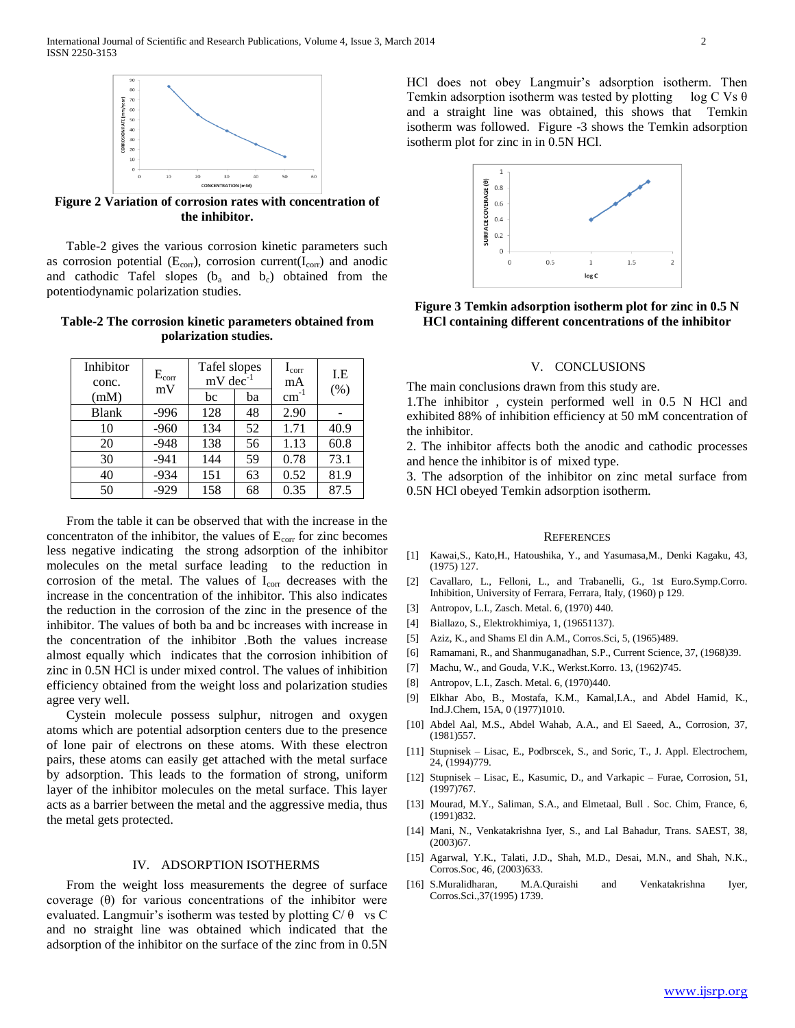Figure 2 Variation of corrosion rates with concentration of the inhibitor.

Table-2 gives the various corrosion kinetic parameters such as corrosion potential ($E_{corr}$), corrosion current($I_{corr}$) and anodic and cathodic Tafel slopes ($b_a$ and $b_c$) obtained from the potentiodynamic polarization studies.

**Table-2 The corrosion kinetic parameters obtained from polarization studies.**

| Inhibitor conc. (mM) | $E_{corr}$ mV | Tafel slopes $mV\ dec^{-1}$ | | $I_{corr}$ mA $cm^{-1}$ | I.E (%) |
|---|---|---|---|---|---|
| | | bc | ba | | |
| Blank | -996 | 128 | 48 | 2.90 | - |
| 10 | -960 | 134 | 52 | 1.71 | 40.9 |
| 20 | -948 | 138 | 56 | 1.13 | 60.8 |
| 30 | -941 | 144 | 59 | 0.78 | 73.1 |
| 40 | -934 | 151 | 63 | 0.52 | 81.9 |
| 50 | -929 | 158 | 68 | 0.35 | 87.5 |

From the table it can be observed that with the increase in the concentraton of the inhibitor, the values of $E_{corr}$ for zinc becomes less negative indicating the strong adsorption of the inhibitor molecules on the metal surface leading to the reduction in corrosion of the metal. The values of $I_{corr}$ decreases with the increase in the concentration of the inhibitor. This also indicates the reduction in the corrosion of the zinc in the presence of the inhibitor. The values of both ba and bc increases with increase in the concentration of the inhibitor .Both the values increase almost equally which indicates that the corrosion inhibition of zinc in 0.5N HCl is under mixed control. The values of inhibition efficiency obtained from the weight loss and polarization studies agree very well.

Cystein molecule possess sulphur, nitrogen and oxygen atoms which are potential adsorption centers due to the presence of lone pair of electrons on these atoms. With these electron pairs, these atoms can easily get attached with the metal surface by adsorption. This leads to the formation of strong, uniform layer of the inhibitor molecules on the metal surface. This layer acts as a barrier between the metal and the aggressive media, thus the metal gets protected.

## IV. ADSORPTION ISOTHERMS

From the weight loss measurements the degree of surface coverage ($\theta$) for various concentrations of the inhibitor were evaluated. Langmuir's isotherm was tested by plotting $C/\theta$ vs C and no straight line was obtained which indicated that the adsorption of the inhibitor on the surface of the zinc from in 0.5N HCl does not obey Langmuir's adsorption isotherm. Then Temkin adsorption isotherm was tested by plotting $\log C$ Vs $\theta$ and a straight line was obtained, this shows that Temkin isotherm was followed. Figure -3 shows the Temkin adsorption isotherm plot for zinc in in 0.5N HCl.

Figure 3 Temkin adsorption isotherm plot for zinc in 0.5 N HCl containing different concentrations of the inhibitor

## V. CONCLUSIONS

The main conclusions drawn from this study are.

1. The inhibitor , cystein performed well in 0.5 N HCl and exhibited 88% of inhibition efficiency at 50 mM concentration of the inhibitor.
2. The inhibitor affects both the anodic and cathodic processes and hence the inhibitor is of mixed type.
3. The adsorption of the inhibitor on zinc metal surface from 0.5N HCl obeyed Temkin adsorption isotherm.

## REFERENCES

[1] Kawai,S., Kato,H., Hatoushika, Y., and Yasumasa,M., Denki Kagaku, 43, (1975) 127.

[2] Cavallaro, L., Felloni, L., and Trabanelli, G., 1st Euro.Symp.Corro. Inhibition, University of Ferrara, Ferrara, Italy, (1960) p 129.

[3] Antropov, L.I., Zasch. Metal. 6, (1970) 440.

[4] Biallazo, S., Elektrokhimiya, 1, (19651137).

[5] Aziz, K., and Shams El din A.M., Corros.Sci, 5, (1965)489.

[6] Ramamani, R., and Shanmuganadhan, S.P., Current Science, 37, (1968)39.

[7] Machu, W., and Gouda, V.K., Werkst.Korro. 13, (1962)745.

[8] Antropov, L.I., Zasch. Metal. 6, (1970)440.

[9] Elkhar Abo, B., Mostafa, K.M., Kamal,I.A., and Abdel Hamid, K., Ind.J.Chem, 15A, 0 (1977)1010.

[10] Abdel Aal, M.S., Abdel Wahab, A.A., and El Saeed, A., Corrosion, 37, (1981)557.

[11] Stupnisek – Lisac, E., Podbrscek, S., and Soric, T., J. Appl. Electrochem, 24, (1994)779.

[12] Stupnisek – Lisac, E., Kasumic, D., and Varkapic – Furae, Corrosion, 51, (1997)767.

[13] Mourad, M.Y., Saliman, S.A., and Elmetaal, Bull . Soc. Chim, France, 6, (1991)832.

[14] Mani, N., Venkatakrishna Iyer, S., and Lal Bahadur, Trans. SAEST, 38, (2003)67.

[15] Agarwal, Y.K., Talati, J.D., Shah, M.D., Desai, M.N., and Shah, N.K., Corros.Soc, 46, (2003)633.

[16] S.Muralidharan, M.A.Quraishi and Venkatakrishna Iyer, Corros.Sci.,37(1995) 1739.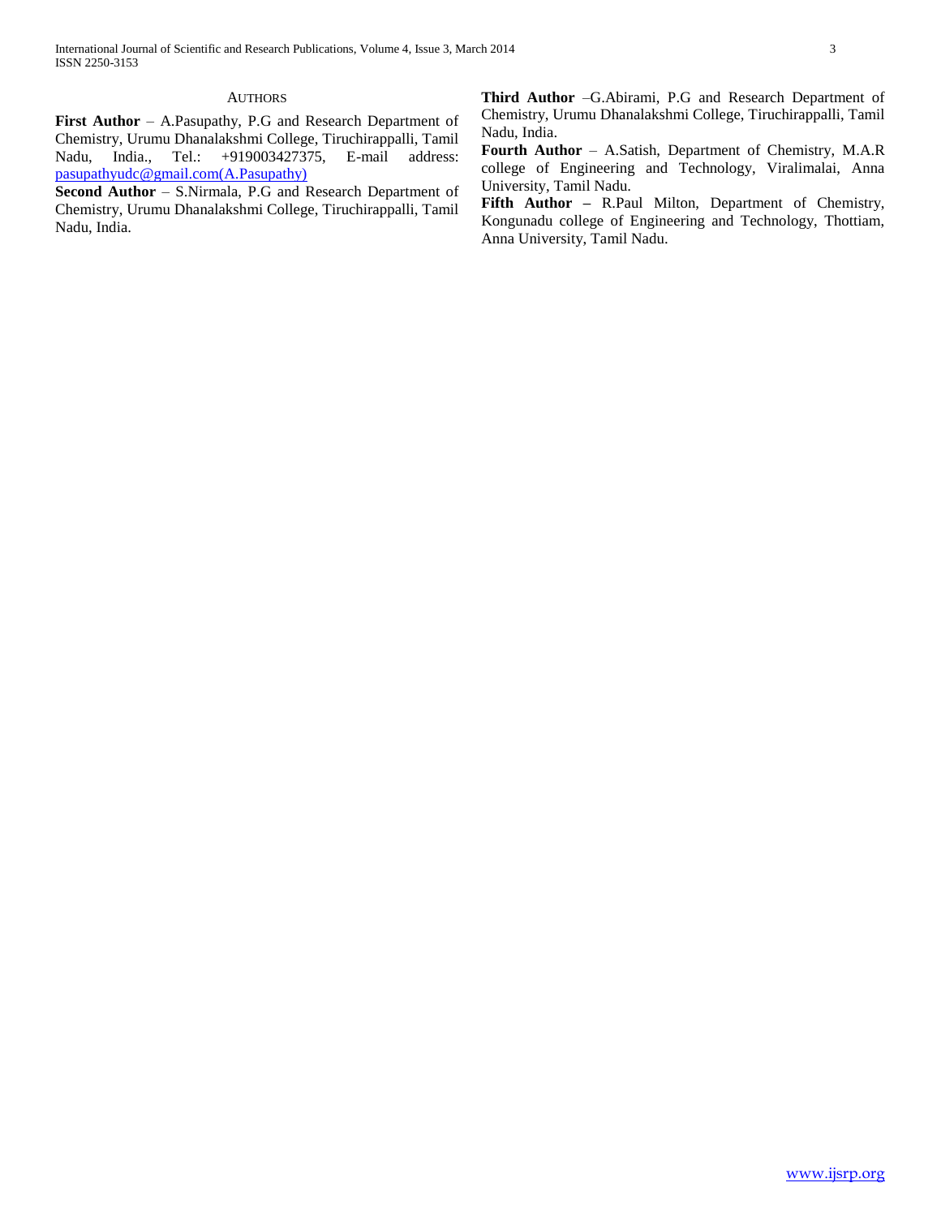## AUTHORS

**First Author** – A.Pasupathy, P.G and Research Department of Chemistry, Urumu Dhanalakshmi College, Tiruchirappalli, Tamil Nadu, India., Tel.: +919003427375, E-mail address: pasupathyudc@gmail.com(A.Pasupathy)

**Second Author** – S.Nirmala, P.G and Research Department of Chemistry, Urumu Dhanalakshmi College, Tiruchirappalli, Tamil Nadu, India.

**Third Author** –G.Abirami, P.G and Research Department of Chemistry, Urumu Dhanalakshmi College, Tiruchirappalli, Tamil Nadu, India.

**Fourth Author** – A.Satish, Department of Chemistry, M.A.R college of Engineering and Technology, Viralimalai, Anna University, Tamil Nadu.

**Fifth Author –** R.Paul Milton, Department of Chemistry, Kongunadu college of Engineering and Technology, Thottiam, Anna University, Tamil Nadu.